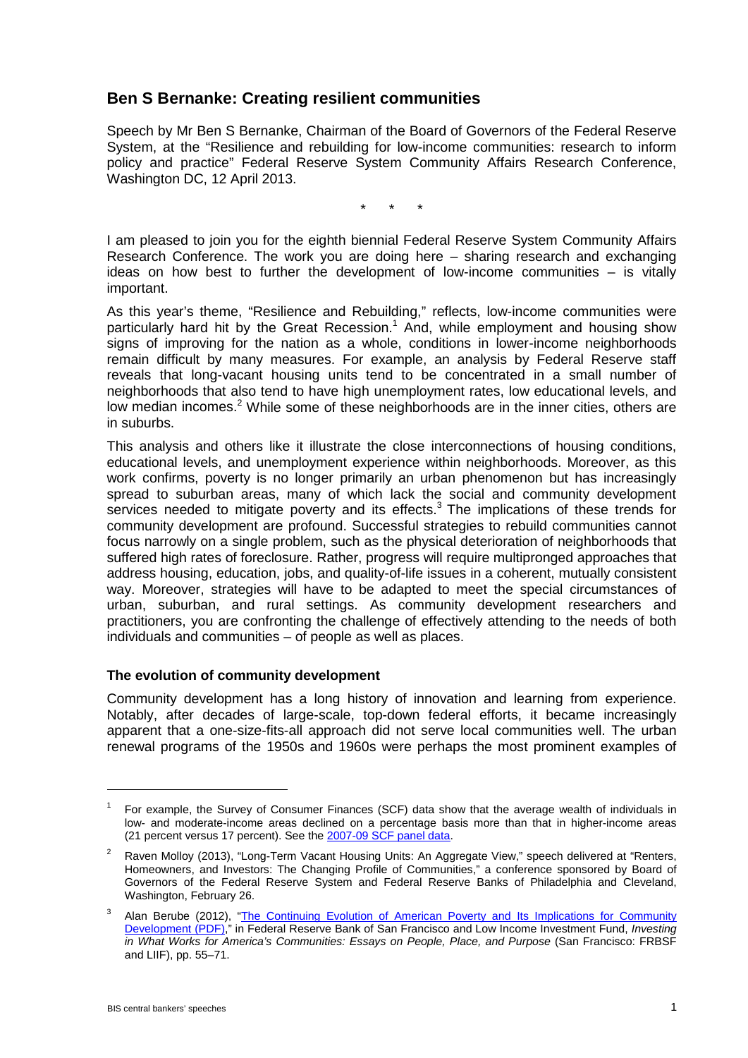## Ben S Bernanke: Creating resilient communities

Speech by Mr Ben S Bernanke, Chairman of the Board of Governors of the Federal Reserve System, at the "Resilience and rebuilding for low-income communities: research to inform policy and practice" Federal Reserve System Community Affairs Research Conference, Washington DC, 12 April 2013.

\* \* \*

I am pleased to join you for the eighth biennial Federal Reserve System Community Affairs Research Conference. The work you are doing here – sharing research and exchanging ideas on how best to further the development of low-income communities – is vitally important.

As this year's theme, "Resilience and Rebuilding," reflects, low-income communities were particularly hard hit by the Great Recession.[1] And, while employment and housing show signs of improving for the nation as a whole, conditions in lower-income neighborhoods remain difficult by many measures. For example, an analysis by Federal Reserve staff reveals that long-vacant housing units tend to be concentrated in a small number of neighborhoods that also tend to have high unemployment rates, low educational levels, and low median incomes.[2] While some of these neighborhoods are in the inner cities, others are in suburbs.

This analysis and others like it illustrate the close interconnections of housing conditions, educational levels, and unemployment experience within neighborhoods. Moreover, as this work confirms, poverty is no longer primarily an urban phenomenon but has increasingly spread to suburban areas, many of which lack the social and community development services needed to mitigate poverty and its effects.[3] The implications of these trends for community development are profound. Successful strategies to rebuild communities cannot focus narrowly on a single problem, such as the physical deterioration of neighborhoods that suffered high rates of foreclosure. Rather, progress will require multipronged approaches that address housing, education, jobs, and quality-of-life issues in a coherent, mutually consistent way. Moreover, strategies will have to be adapted to meet the special circumstances of urban, suburban, and rural settings. As community development researchers and practitioners, you are confronting the challenge of effectively attending to the needs of both individuals and communities – of people as well as places.

### The evolution of community development

Community development has a long history of innovation and learning from experience. Notably, after decades of large-scale, top-down federal efforts, it became increasingly apparent that a one-size-fits-all approach did not serve local communities well. The urban renewal programs of the 1950s and 1960s were perhaps the most prominent examples of

---

[1] For example, the Survey of Consumer Finances (SCF) data show that the average wealth of individuals in low- and moderate-income areas declined on a percentage basis more than that in higher-income areas (21 percent versus 17 percent). See the 2007-09 SCF panel data.

[2] Raven Molloy (2013), "Long-Term Vacant Housing Units: An Aggregate View," speech delivered at "Renters, Homeowners, and Investors: The Changing Profile of Communities," a conference sponsored by Board of Governors of the Federal Reserve System and Federal Reserve Banks of Philadelphia and Cleveland, Washington, February 26.

[3] Alan Berube (2012), "The Continuing Evolution of American Poverty and Its Implications for Community Development (PDF)," in Federal Reserve Bank of San Francisco and Low Income Investment Fund, *Investing in What Works for America's Communities: Essays on People, Place, and Purpose* (San Francisco: FRBSF and LIIF), pp. 55–71.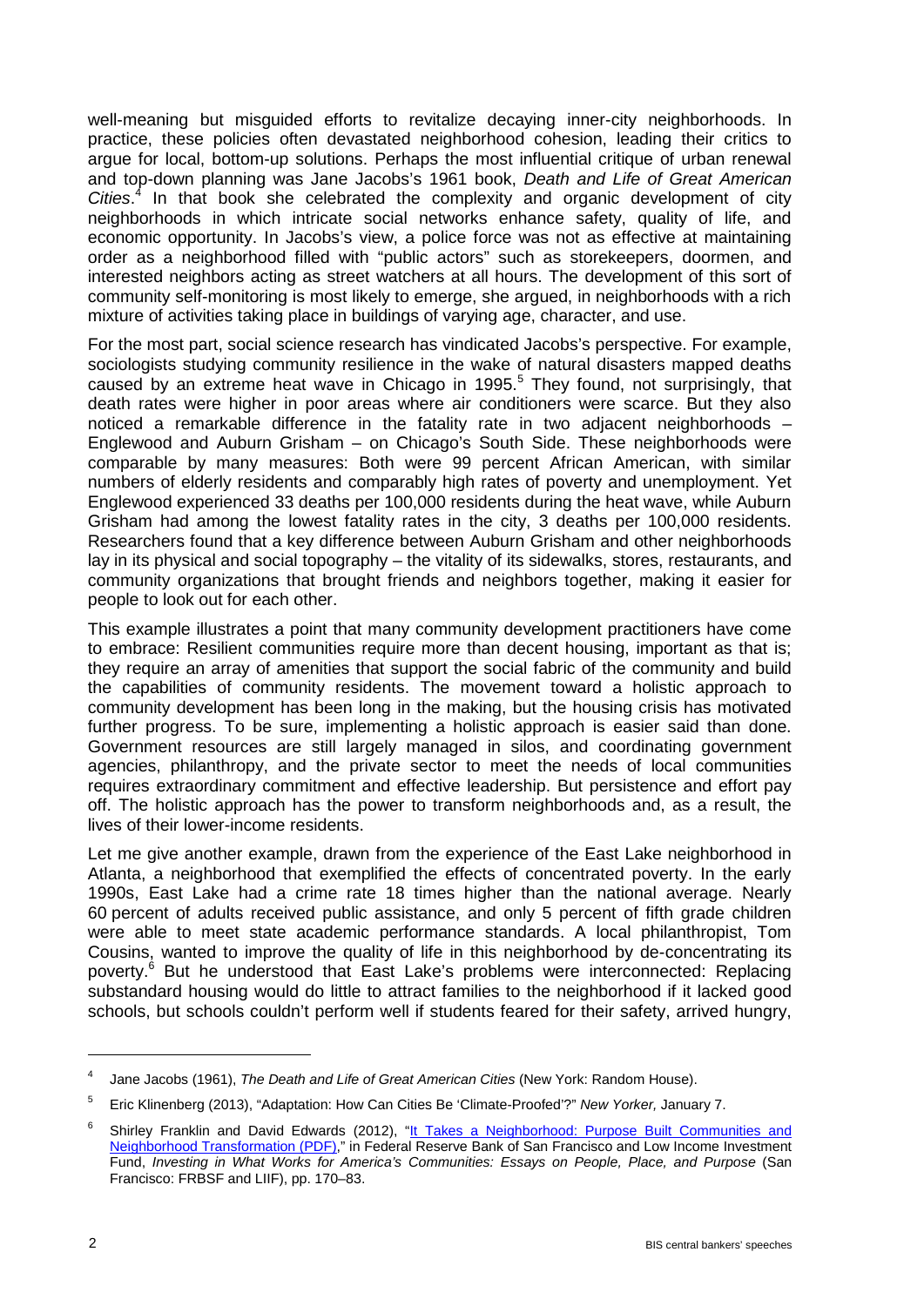well-meaning but misguided efforts to revitalize decaying inner-city neighborhoods. In practice, these policies often devastated neighborhood cohesion, leading their critics to argue for local, bottom-up solutions. Perhaps the most influential critique of urban renewal and top-down planning was Jane Jacobs's 1961 book, *Death and Life of Great American Cities*.[4] In that book she celebrated the complexity and organic development of city neighborhoods in which intricate social networks enhance safety, quality of life, and economic opportunity. In Jacobs's view, a police force was not as effective at maintaining order as a neighborhood filled with "public actors" such as storekeepers, doormen, and interested neighbors acting as street watchers at all hours. The development of this sort of community self-monitoring is most likely to emerge, she argued, in neighborhoods with a rich mixture of activities taking place in buildings of varying age, character, and use.

For the most part, social science research has vindicated Jacobs's perspective. For example, sociologists studying community resilience in the wake of natural disasters mapped deaths caused by an extreme heat wave in Chicago in 1995.[5] They found, not surprisingly, that death rates were higher in poor areas where air conditioners were scarce. But they also noticed a remarkable difference in the fatality rate in two adjacent neighborhoods – Englewood and Auburn Grisham – on Chicago's South Side. These neighborhoods were comparable by many measures: Both were 99 percent African American, with similar numbers of elderly residents and comparably high rates of poverty and unemployment. Yet Englewood experienced 33 deaths per 100,000 residents during the heat wave, while Auburn Grisham had among the lowest fatality rates in the city, 3 deaths per 100,000 residents. Researchers found that a key difference between Auburn Grisham and other neighborhoods lay in its physical and social topography – the vitality of its sidewalks, stores, restaurants, and community organizations that brought friends and neighbors together, making it easier for people to look out for each other.

This example illustrates a point that many community development practitioners have come to embrace: Resilient communities require more than decent housing, important as that is; they require an array of amenities that support the social fabric of the community and build the capabilities of community residents. The movement toward a holistic approach to community development has been long in the making, but the housing crisis has motivated further progress. To be sure, implementing a holistic approach is easier said than done. Government resources are still largely managed in silos, and coordinating government agencies, philanthropy, and the private sector to meet the needs of local communities requires extraordinary commitment and effective leadership. But persistence and effort pay off. The holistic approach has the power to transform neighborhoods and, as a result, the lives of their lower-income residents.

Let me give another example, drawn from the experience of the East Lake neighborhood in Atlanta, a neighborhood that exemplified the effects of concentrated poverty. In the early 1990s, East Lake had a crime rate 18 times higher than the national average. Nearly 60 percent of adults received public assistance, and only 5 percent of fifth grade children were able to meet state academic performance standards. A local philanthropist, Tom Cousins, wanted to improve the quality of life in this neighborhood by de-concentrating its poverty.[6] But he understood that East Lake's problems were interconnected: Replacing substandard housing would do little to attract families to the neighborhood if it lacked good schools, but schools couldn't perform well if students feared for their safety, arrived hungry,

---

[4] Jane Jacobs (1961), *The Death and Life of Great American Cities* (New York: Random House).

[5] Eric Klinenberg (2013), "Adaptation: How Can Cities Be 'Climate-Proofed'?" *New Yorker,* January 7.

[6] Shirley Franklin and David Edwards (2012), "It Takes a Neighborhood: Purpose Built Communities and Neighborhood Transformation (PDF)," in Federal Reserve Bank of San Francisco and Low Income Investment Fund, *Investing in What Works for America's Communities: Essays on People, Place, and Purpose* (San Francisco: FRBSF and LIIF), pp. 170–83.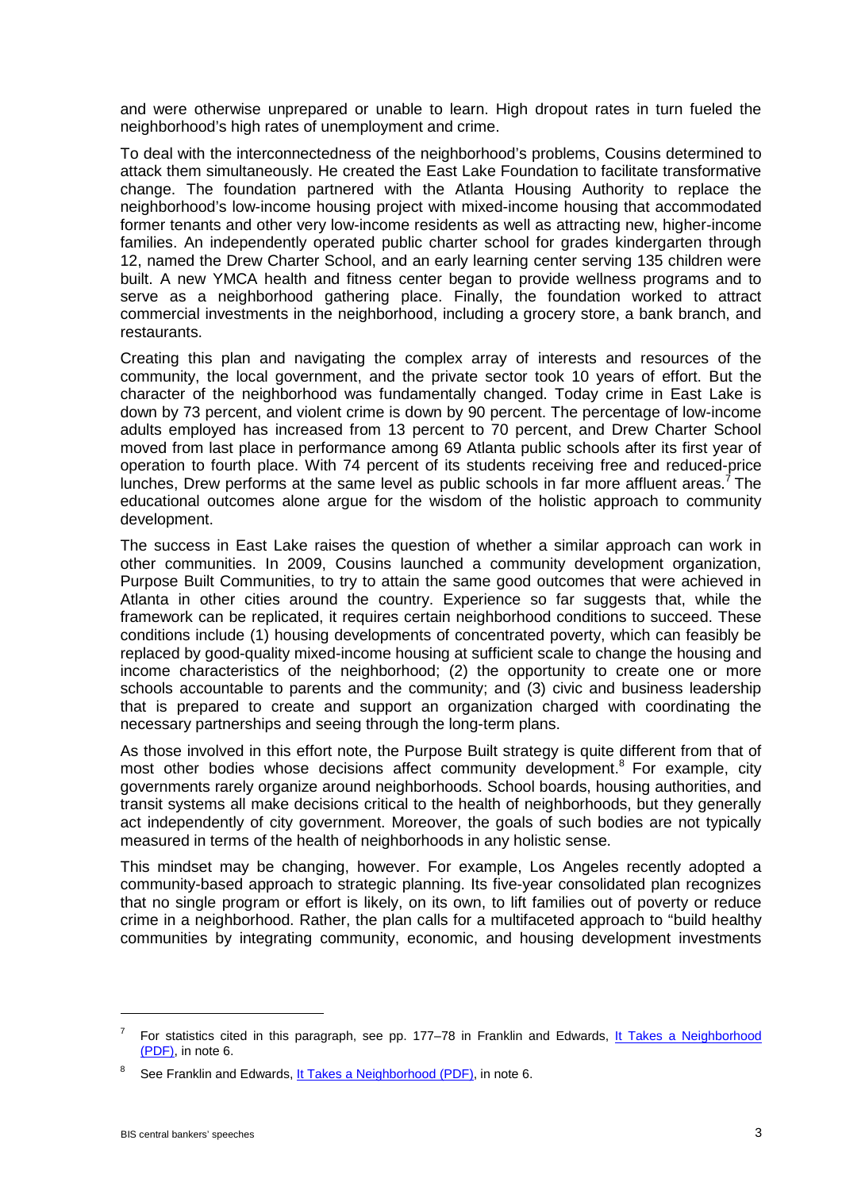and were otherwise unprepared or unable to learn. High dropout rates in turn fueled the neighborhood's high rates of unemployment and crime.

To deal with the interconnectedness of the neighborhood's problems, Cousins determined to attack them simultaneously. He created the East Lake Foundation to facilitate transformative change. The foundation partnered with the Atlanta Housing Authority to replace the neighborhood's low-income housing project with mixed-income housing that accommodated former tenants and other very low-income residents as well as attracting new, higher-income families. An independently operated public charter school for grades kindergarten through 12, named the Drew Charter School, and an early learning center serving 135 children were built. A new YMCA health and fitness center began to provide wellness programs and to serve as a neighborhood gathering place. Finally, the foundation worked to attract commercial investments in the neighborhood, including a grocery store, a bank branch, and restaurants.

Creating this plan and navigating the complex array of interests and resources of the community, the local government, and the private sector took 10 years of effort. But the character of the neighborhood was fundamentally changed. Today crime in East Lake is down by 73 percent, and violent crime is down by 90 percent. The percentage of low-income adults employed has increased from 13 percent to 70 percent, and Drew Charter School moved from last place in performance among 69 Atlanta public schools after its first year of operation to fourth place. With 74 percent of its students receiving free and reduced-price lunches, Drew performs at the same level as public schools in far more affluent areas.[7] The educational outcomes alone argue for the wisdom of the holistic approach to community development.

The success in East Lake raises the question of whether a similar approach can work in other communities. In 2009, Cousins launched a community development organization, Purpose Built Communities, to try to attain the same good outcomes that were achieved in Atlanta in other cities around the country. Experience so far suggests that, while the framework can be replicated, it requires certain neighborhood conditions to succeed. These conditions include (1) housing developments of concentrated poverty, which can feasibly be replaced by good-quality mixed-income housing at sufficient scale to change the housing and income characteristics of the neighborhood; (2) the opportunity to create one or more schools accountable to parents and the community; and (3) civic and business leadership that is prepared to create and support an organization charged with coordinating the necessary partnerships and seeing through the long-term plans.

As those involved in this effort note, the Purpose Built strategy is quite different from that of most other bodies whose decisions affect community development.[8] For example, city governments rarely organize around neighborhoods. School boards, housing authorities, and transit systems all make decisions critical to the health of neighborhoods, but they generally act independently of city government. Moreover, the goals of such bodies are not typically measured in terms of the health of neighborhoods in any holistic sense.

This mindset may be changing, however. For example, Los Angeles recently adopted a community-based approach to strategic planning. Its five-year consolidated plan recognizes that no single program or effort is likely, on its own, to lift families out of poverty or reduce crime in a neighborhood. Rather, the plan calls for a multifaceted approach to "build healthy communities by integrating community, economic, and housing development investments

---

[7] For statistics cited in this paragraph, see pp. 177–78 in Franklin and Edwards, It Takes a Neighborhood (PDF), in note 6.

[8] See Franklin and Edwards, It Takes a Neighborhood (PDF), in note 6.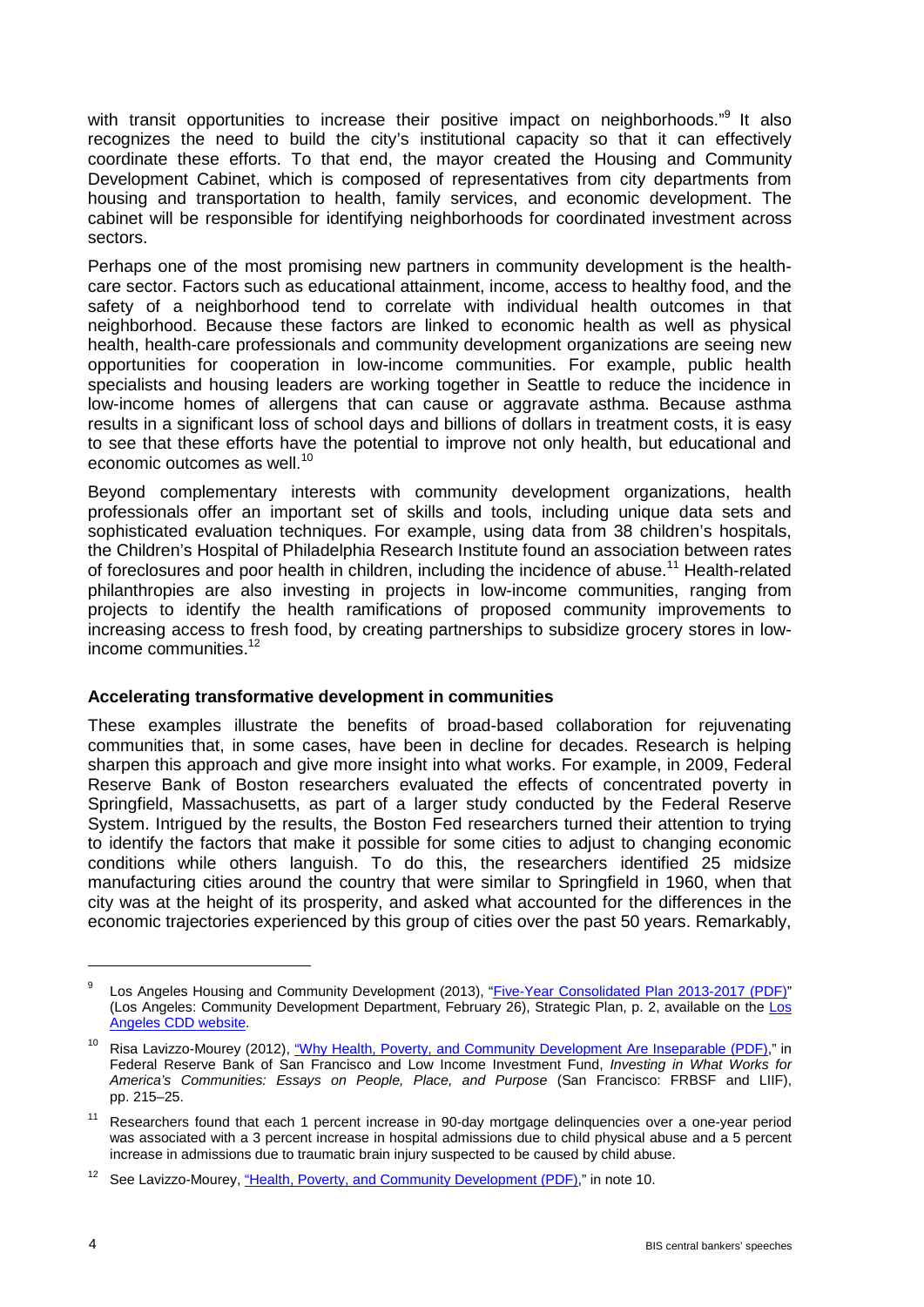with transit opportunities to increase their positive impact on neighborhoods."[9] It also recognizes the need to build the city's institutional capacity so that it can effectively coordinate these efforts. To that end, the mayor created the Housing and Community Development Cabinet, which is composed of representatives from city departments from housing and transportation to health, family services, and economic development. The cabinet will be responsible for identifying neighborhoods for coordinated investment across sectors.

Perhaps one of the most promising new partners in community development is the health-care sector. Factors such as educational attainment, income, access to healthy food, and the safety of a neighborhood tend to correlate with individual health outcomes in that neighborhood. Because these factors are linked to economic health as well as physical health, health-care professionals and community development organizations are seeing new opportunities for cooperation in low-income communities. For example, public health specialists and housing leaders are working together in Seattle to reduce the incidence in low-income homes of allergens that can cause or aggravate asthma. Because asthma results in a significant loss of school days and billions of dollars in treatment costs, it is easy to see that these efforts have the potential to improve not only health, but educational and economic outcomes as well.[10]

Beyond complementary interests with community development organizations, health professionals offer an important set of skills and tools, including unique data sets and sophisticated evaluation techniques. For example, using data from 38 children's hospitals, the Children's Hospital of Philadelphia Research Institute found an association between rates of foreclosures and poor health in children, including the incidence of abuse.[11] Health-related philanthropies are also investing in projects in low-income communities, ranging from projects to identify the health ramifications of proposed community improvements to increasing access to fresh food, by creating partnerships to subsidize grocery stores in low-income communities.[12]

**Accelerating transformative development in communities**

These examples illustrate the benefits of broad-based collaboration for rejuvenating communities that, in some cases, have been in decline for decades. Research is helping sharpen this approach and give more insight into what works. For example, in 2009, Federal Reserve Bank of Boston researchers evaluated the effects of concentrated poverty in Springfield, Massachusetts, as part of a larger study conducted by the Federal Reserve System. Intrigued by the results, the Boston Fed researchers turned their attention to trying to identify the factors that make it possible for some cities to adjust to changing economic conditions while others languish. To do this, the researchers identified 25 midsize manufacturing cities around the country that were similar to Springfield in 1960, when that city was at the height of its prosperity, and asked what accounted for the differences in the economic trajectories experienced by this group of cities over the past 50 years. Remarkably,

---

[9] Los Angeles Housing and Community Development (2013), "Five-Year Consolidated Plan 2013-2017 (PDF)" (Los Angeles: Community Development Department, February 26), Strategic Plan, p. 2, available on the Los Angeles CDD website.

[10] Risa Lavizzo-Mourey (2012), "Why Health, Poverty, and Community Development Are Inseparable (PDF)," in Federal Reserve Bank of San Francisco and Low Income Investment Fund, *Investing in What Works for America's Communities: Essays on People, Place, and Purpose* (San Francisco: FRBSF and LIIF), pp. 215–25.

[11] Researchers found that each 1 percent increase in 90-day mortgage delinquencies over a one-year period was associated with a 3 percent increase in hospital admissions due to child physical abuse and a 5 percent increase in admissions due to traumatic brain injury suspected to be caused by child abuse.

[12] See Lavizzo-Mourey, "Health, Poverty, and Community Development (PDF)," in note 10.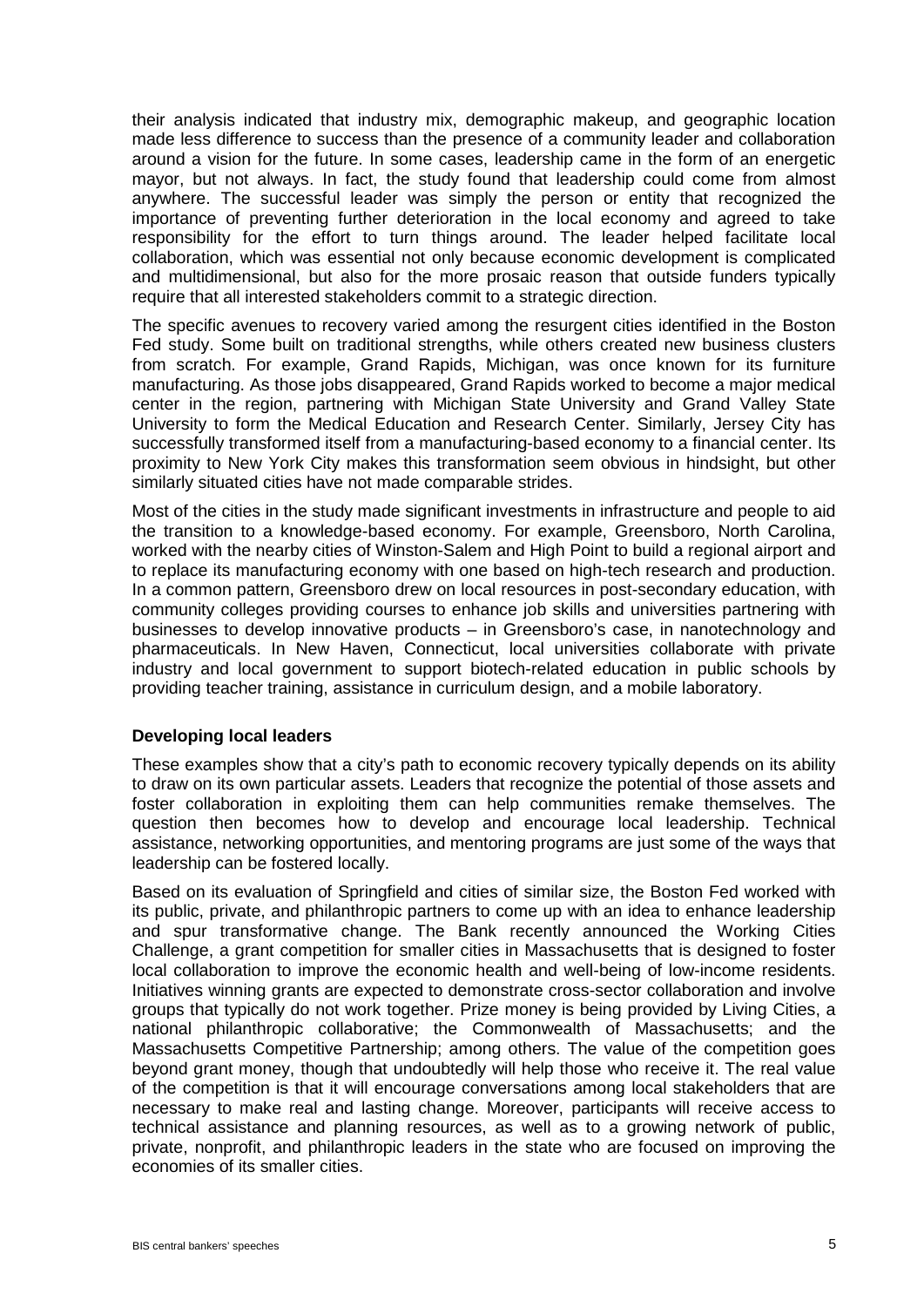their analysis indicated that industry mix, demographic makeup, and geographic location made less difference to success than the presence of a community leader and collaboration around a vision for the future. In some cases, leadership came in the form of an energetic mayor, but not always. In fact, the study found that leadership could come from almost anywhere. The successful leader was simply the person or entity that recognized the importance of preventing further deterioration in the local economy and agreed to take responsibility for the effort to turn things around. The leader helped facilitate local collaboration, which was essential not only because economic development is complicated and multidimensional, but also for the more prosaic reason that outside funders typically require that all interested stakeholders commit to a strategic direction.

The specific avenues to recovery varied among the resurgent cities identified in the Boston Fed study. Some built on traditional strengths, while others created new business clusters from scratch. For example, Grand Rapids, Michigan, was once known for its furniture manufacturing. As those jobs disappeared, Grand Rapids worked to become a major medical center in the region, partnering with Michigan State University and Grand Valley State University to form the Medical Education and Research Center. Similarly, Jersey City has successfully transformed itself from a manufacturing-based economy to a financial center. Its proximity to New York City makes this transformation seem obvious in hindsight, but other similarly situated cities have not made comparable strides.

Most of the cities in the study made significant investments in infrastructure and people to aid the transition to a knowledge-based economy. For example, Greensboro, North Carolina, worked with the nearby cities of Winston-Salem and High Point to build a regional airport and to replace its manufacturing economy with one based on high-tech research and production. In a common pattern, Greensboro drew on local resources in post-secondary education, with community colleges providing courses to enhance job skills and universities partnering with businesses to develop innovative products – in Greensboro's case, in nanotechnology and pharmaceuticals. In New Haven, Connecticut, local universities collaborate with private industry and local government to support biotech-related education in public schools by providing teacher training, assistance in curriculum design, and a mobile laboratory.

**Developing local leaders**

These examples show that a city's path to economic recovery typically depends on its ability to draw on its own particular assets. Leaders that recognize the potential of those assets and foster collaboration in exploiting them can help communities remake themselves. The question then becomes how to develop and encourage local leadership. Technical assistance, networking opportunities, and mentoring programs are just some of the ways that leadership can be fostered locally.

Based on its evaluation of Springfield and cities of similar size, the Boston Fed worked with its public, private, and philanthropic partners to come up with an idea to enhance leadership and spur transformative change. The Bank recently announced the Working Cities Challenge, a grant competition for smaller cities in Massachusetts that is designed to foster local collaboration to improve the economic health and well-being of low-income residents. Initiatives winning grants are expected to demonstrate cross-sector collaboration and involve groups that typically do not work together. Prize money is being provided by Living Cities, a national philanthropic collaborative; the Commonwealth of Massachusetts; and the Massachusetts Competitive Partnership; among others. The value of the competition goes beyond grant money, though that undoubtedly will help those who receive it. The real value of the competition is that it will encourage conversations among local stakeholders that are necessary to make real and lasting change. Moreover, participants will receive access to technical assistance and planning resources, as well as to a growing network of public, private, nonprofit, and philanthropic leaders in the state who are focused on improving the economies of its smaller cities.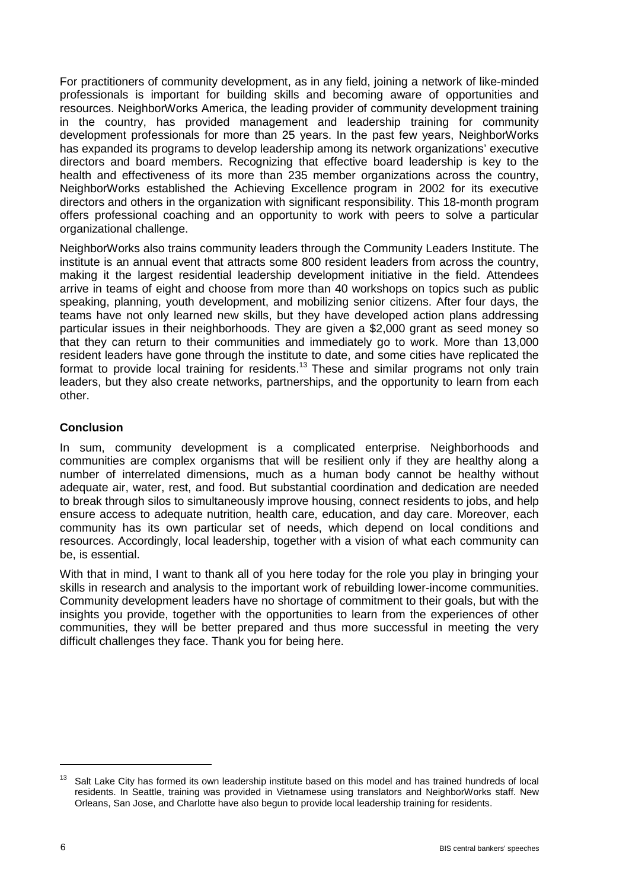For practitioners of community development, as in any field, joining a network of like-minded professionals is important for building skills and becoming aware of opportunities and resources. NeighborWorks America, the leading provider of community development training in the country, has provided management and leadership training for community development professionals for more than 25 years. In the past few years, NeighborWorks has expanded its programs to develop leadership among its network organizations' executive directors and board members. Recognizing that effective board leadership is key to the health and effectiveness of its more than 235 member organizations across the country, NeighborWorks established the Achieving Excellence program in 2002 for its executive directors and others in the organization with significant responsibility. This 18-month program offers professional coaching and an opportunity to work with peers to solve a particular organizational challenge.

NeighborWorks also trains community leaders through the Community Leaders Institute. The institute is an annual event that attracts some 800 resident leaders from across the country, making it the largest residential leadership development initiative in the field. Attendees arrive in teams of eight and choose from more than 40 workshops on topics such as public speaking, planning, youth development, and mobilizing senior citizens. After four days, the teams have not only learned new skills, but they have developed action plans addressing particular issues in their neighborhoods. They are given a $2,000 grant as seed money so that they can return to their communities and immediately go to work. More than 13,000 resident leaders have gone through the institute to date, and some cities have replicated the format to provide local training for residents.[13] These and similar programs not only train leaders, but they also create networks, partnerships, and the opportunity to learn from each other.

## Conclusion

In sum, community development is a complicated enterprise. Neighborhoods and communities are complex organisms that will be resilient only if they are healthy along a number of interrelated dimensions, much as a human body cannot be healthy without adequate air, water, rest, and food. But substantial coordination and dedication are needed to break through silos to simultaneously improve housing, connect residents to jobs, and help ensure access to adequate nutrition, health care, education, and day care. Moreover, each community has its own particular set of needs, which depend on local conditions and resources. Accordingly, local leadership, together with a vision of what each community can be, is essential.

With that in mind, I want to thank all of you here today for the role you play in bringing your skills in research and analysis to the important work of rebuilding lower-income communities. Community development leaders have no shortage of commitment to their goals, but with the insights you provide, together with the opportunities to learn from the experiences of other communities, they will be better prepared and thus more successful in meeting the very difficult challenges they face. Thank you for being here.

[13] Salt Lake City has formed its own leadership institute based on this model and has trained hundreds of local residents. In Seattle, training was provided in Vietnamese using translators and NeighborWorks staff. New Orleans, San Jose, and Charlotte have also begun to provide local leadership training for residents.